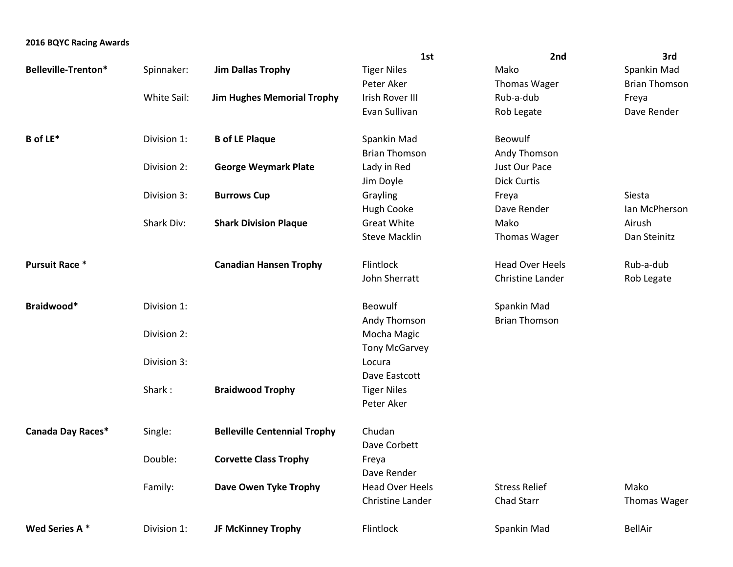**2016 BQYC Racing Awards**

| | | | 1st | 2nd | 3rd |
|---|---|---|---|---|---|
| **Belleville-Trenton*** | Spinnaker: | **Jim Dallas Trophy** | Tiger Niles | Mako | Spankin Mad |
| | | | Peter Aker | Thomas Wager | Brian Thomson |
| | White Sail: | **Jim Hughes Memorial Trophy** | Irish Rover III | Rub-a-dub | Freya |
| | | | Evan Sullivan | Rob Legate | Dave Render |
| **B of LE*** | Division 1: | **B of LE Plaque** | Spankin Mad | Beowulf | |
| | | | Brian Thomson | Andy Thomson | |
| | Division 2: | **George Weymark Plate** | Lady in Red | Just Our Pace | |
| | | | Jim Doyle | Dick Curtis | |
| | Division 3: | **Burrows Cup** | Grayling | Freya | Siesta |
| | | | Hugh Cooke | Dave Render | Ian McPherson |
| | Shark Div: | **Shark Division Plaque** | Great White | Mako | Airush |
| | | | Steve Macklin | Thomas Wager | Dan Steinitz |
| **Pursuit Race** * | | **Canadian Hansen Trophy** | Flintlock | Head Over Heels | Rub-a-dub |
| | | | John Sherratt | Christine Lander | Rob Legate |
| **Braidwood*** | Division 1: | | Beowulf | Spankin Mad | |
| | | | Andy Thomson | Brian Thomson | |
| | Division 2: | | Mocha Magic | | |
| | | | Tony McGarvey | | |
| | Division 3: | | Locura | | |
| | | | Dave Eastcott | | |
| | Shark : | **Braidwood Trophy** | Tiger Niles | | |
| | | | Peter Aker | | |
| **Canada Day Races*** | Single: | **Belleville Centennial Trophy** | Chudan | | |
| | | | Dave Corbett | | |
| | Double: | **Corvette Class Trophy** | Freya | | |
| | | | Dave Render | | |
| | Family: | **Dave Owen Tyke Trophy** | Head Over Heels | Stress Relief | Mako |
| | | | Christine Lander | Chad Starr | Thomas Wager |
| **Wed Series A** * | Division 1: | **JF McKinney Trophy** | Flintlock | Spankin Mad | BellAir |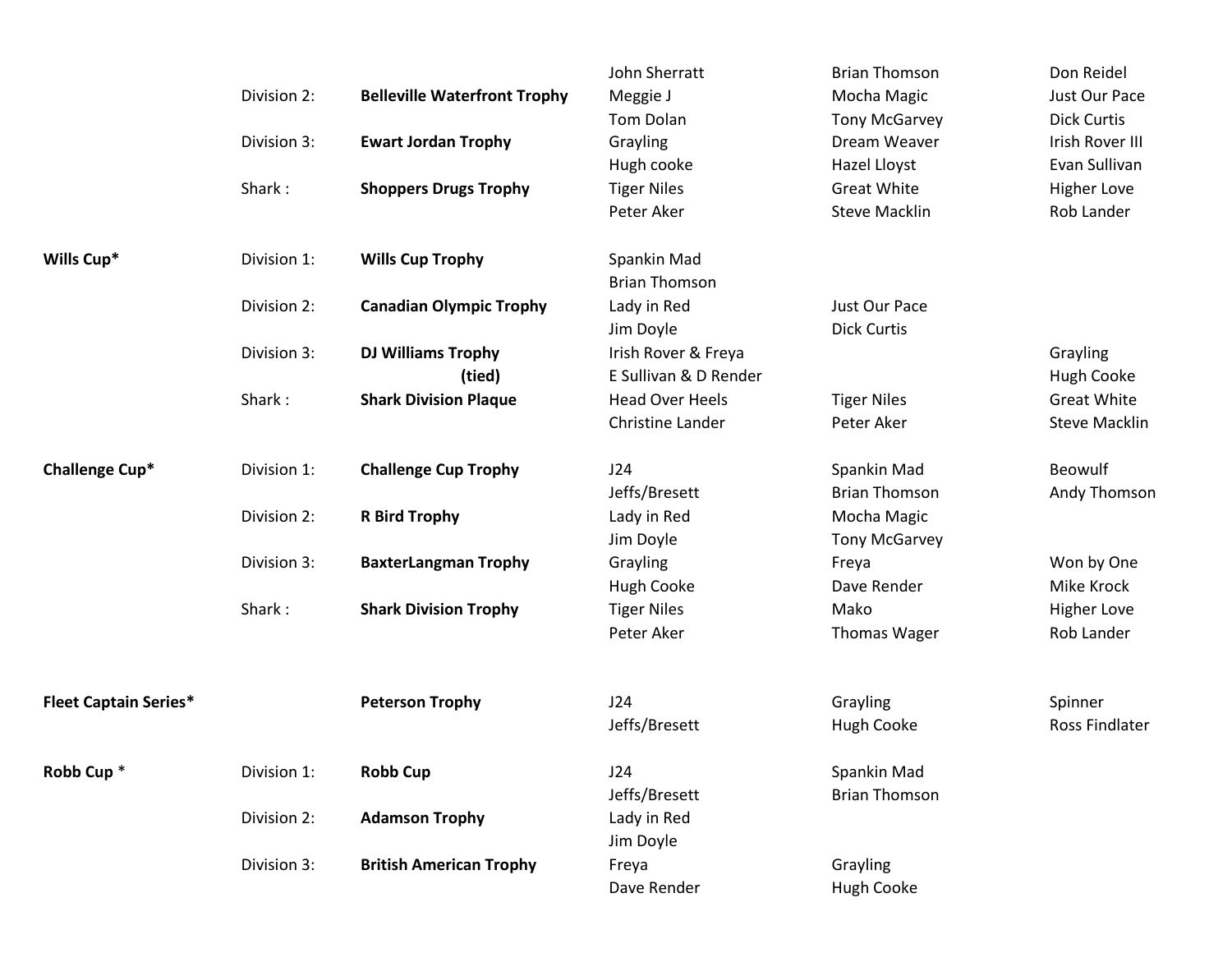| Series | Division | Trophy | 1st | 2nd | 3rd |
| --- | --- | --- | --- | --- | --- |
| | | | John Sherratt | Brian Thomson | Don Reidel |
| | Division 2: | **Belleville Waterfront Trophy** | Meggie J<br>Tom Dolan | Mocha Magic<br>Tony McGarvey | Just Our Pace<br>Dick Curtis |
| | Division 3: | **Ewart Jordan Trophy** | Grayling<br>Hugh cooke | Dream Weaver<br>Hazel Lloyst | Irish Rover III<br>Evan Sullivan |
| | Shark : | **Shoppers Drugs Trophy** | Tiger Niles<br>Peter Aker | Great White<br>Steve Macklin | Higher Love<br>Rob Lander |
| **Wills Cup*** | Division 1: | **Wills Cup Trophy** | Spankin Mad<br>Brian Thomson | | |
| | Division 2: | **Canadian Olympic Trophy** | Lady in Red<br>Jim Doyle | Just Our Pace<br>Dick Curtis | |
| | Division 3: | **DJ Williams Trophy (tied)** | Irish Rover & Freya<br>E Sullivan & D Render | | Grayling<br>Hugh Cooke |
| | Shark : | **Shark Division Plaque** | Head Over Heels<br>Christine Lander | Tiger Niles<br>Peter Aker | Great White<br>Steve Macklin |
| **Challenge Cup*** | Division 1: | **Challenge Cup Trophy** | J24<br>Jeffs/Bresett | Spankin Mad<br>Brian Thomson | Beowulf<br>Andy Thomson |
| | Division 2: | **R Bird Trophy** | Lady in Red<br>Jim Doyle | Mocha Magic<br>Tony McGarvey | |
| | Division 3: | **BaxterLangman Trophy** | Grayling<br>Hugh Cooke | Freya<br>Dave Render | Won by One<br>Mike Krock |
| | Shark : | **Shark Division Trophy** | Tiger Niles<br>Peter Aker | Mako<br>Thomas Wager | Higher Love<br>Rob Lander |
| **Fleet Captain Series*** | | **Peterson Trophy** | J24<br>Jeffs/Bresett | Grayling<br>Hugh Cooke | Spinner<br>Ross Findlater |
| **Robb Cup** * | Division 1: | **Robb Cup** | J24<br>Jeffs/Bresett | Spankin Mad<br>Brian Thomson | |
| | Division 2: | **Adamson Trophy** | Lady in Red<br>Jim Doyle | | |
| | Division 3: | **British American Trophy** | Freya<br>Dave Render | Grayling<br>Hugh Cooke | |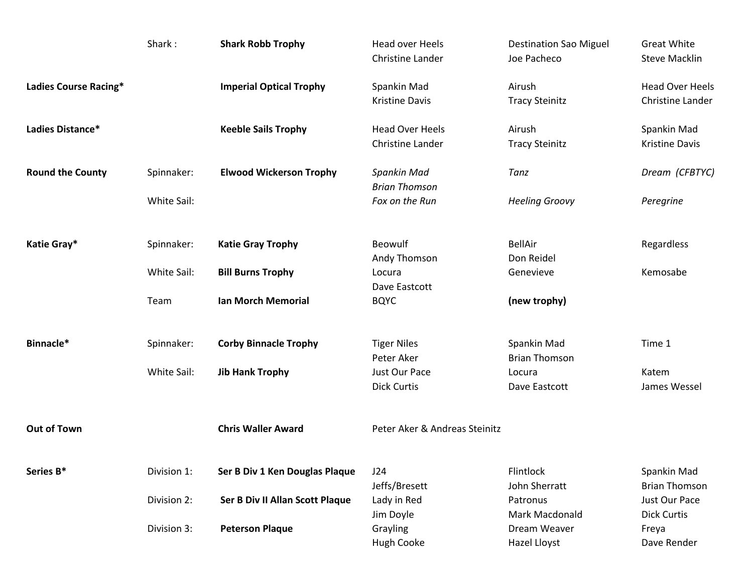| | | | | | |
|---|---|---|---|---|---|
| | Shark : | **Shark Robb Trophy** | Head over Heels<br>Christine Lander | Destination Sao Miguel<br>Joe Pacheco | Great White<br>Steve Macklin |
| **Ladies Course Racing*** | | **Imperial Optical Trophy** | Spankin Mad<br>Kristine Davis | Airush<br>Tracy Steinitz | Head Over Heels<br>Christine Lander |
| **Ladies Distance*** | | **Keeble Sails Trophy** | Head Over Heels<br>Christine Lander | Airush<br>Tracy Steinitz | Spankin Mad<br>Kristine Davis |
| **Round the County** | Spinnaker: | **Elwood Wickerson Trophy** | *Spankin Mad*<br>*Brian Thomson* | *Tanz* | *Dream (CFBTYC)* |
| | White Sail: | | *Fox on the Run* | *Heeling Groovy* | *Peregrine* |
| **Katie Gray*** | Spinnaker: | **Katie Gray Trophy** | Beowulf<br>Andy Thomson | BellAir<br>Don Reidel | Regardless |
| | White Sail: | **Bill Burns Trophy** | Locura<br>Dave Eastcott | Genevieve | Kemosabe |
| | Team | **Ian Morch Memorial** | BQYC | **(new trophy)** | |
| **Binnacle*** | Spinnaker: | **Corby Binnacle Trophy** | Tiger Niles<br>Peter Aker | Spankin Mad<br>Brian Thomson | Time 1 |
| | White Sail: | **Jib Hank Trophy** | Just Our Pace<br>Dick Curtis | Locura<br>Dave Eastcott | Katem<br>James Wessel |
| **Out of Town** | | **Chris Waller Award** | Peter Aker & Andreas Steinitz | | |
| **Series B*** | Division 1: | **Ser B Div 1 Ken Douglas Plaque** | J24<br>Jeffs/Bresett | Flintlock<br>John Sherratt | Spankin Mad<br>Brian Thomson |
| | Division 2: | **Ser B Div II Allan Scott Plaque** | Lady in Red<br>Jim Doyle | Patronus<br>Mark Macdonald | Just Our Pace<br>Dick Curtis |
| | Division 3: | **Peterson Plaque** | Grayling<br>Hugh Cooke | Dream Weaver<br>Hazel Lloyst | Freya<br>Dave Render |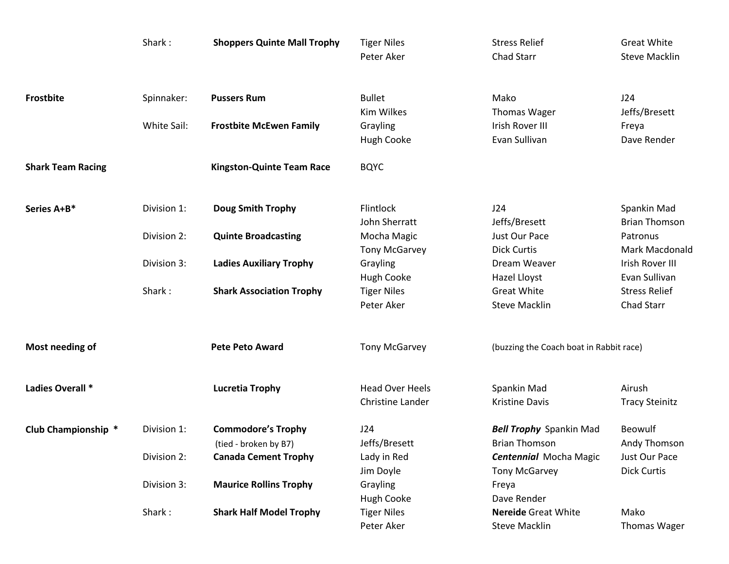| Event | Class | Trophy | 1st | 2nd | 3rd |
|---|---|---|---|---|---|
| | Shark : | **Shoppers Quinte Mall Trophy** | Tiger Niles<br>Peter Aker | Stress Relief<br>Chad Starr | Great White<br>Steve Macklin |
| **Frostbite** | Spinnaker: | **Pussers Rum** | Bullet<br>Kim Wilkes | Mako<br>Thomas Wager | J24<br>Jeffs/Bresett |
| | White Sail: | **Frostbite McEwen Family** | Grayling<br>Hugh Cooke | Irish Rover III<br>Evan Sullivan | Freya<br>Dave Render |
| **Shark Team Racing** | | **Kingston-Quinte Team Race** | BQYC | | |
| **Series A+B*** | Division 1: | **Doug Smith Trophy** | Flintlock<br>John Sherratt | J24<br>Jeffs/Bresett | Spankin Mad<br>Brian Thomson |
| | Division 2: | **Quinte Broadcasting** | Mocha Magic<br>Tony McGarvey | Just Our Pace<br>Dick Curtis | Patronus<br>Mark Macdonald |
| | Division 3: | **Ladies Auxiliary Trophy** | Grayling<br>Hugh Cooke | Dream Weaver<br>Hazel Lloyst | Irish Rover III<br>Evan Sullivan |
| | Shark : | **Shark Association Trophy** | Tiger Niles<br>Peter Aker | Great White<br>Steve Macklin | Stress Relief<br>Chad Starr |
| **Most needing of** | | **Pete Peto Award** | Tony McGarvey | (buzzing the Coach boat in Rabbit race) | |
| **Ladies Overall *** | | **Lucretia Trophy** | Head Over Heels<br>Christine Lander | Spankin Mad<br>Kristine Davis | Airush<br>Tracy Steinitz |
| **Club Championship *** | Division 1: | **Commodore's Trophy**<br>(tied - broken by B7) | J24<br>Jeffs/Bresett | ***Bell Trophy*** Spankin Mad<br>Brian Thomson | Beowulf<br>Andy Thomson |
| | Division 2: | **Canada Cement Trophy** | Lady in Red<br>Jim Doyle | ***Centennial*** Mocha Magic<br>Tony McGarvey | Just Our Pace<br>Dick Curtis |
| | Division 3: | **Maurice Rollins Trophy** | Grayling<br>Hugh Cooke | Freya<br>Dave Render | |
| | Shark : | **Shark Half Model Trophy** | Tiger Niles<br>Peter Aker | **Nereide** Great White<br>Steve Macklin | Mako<br>Thomas Wager |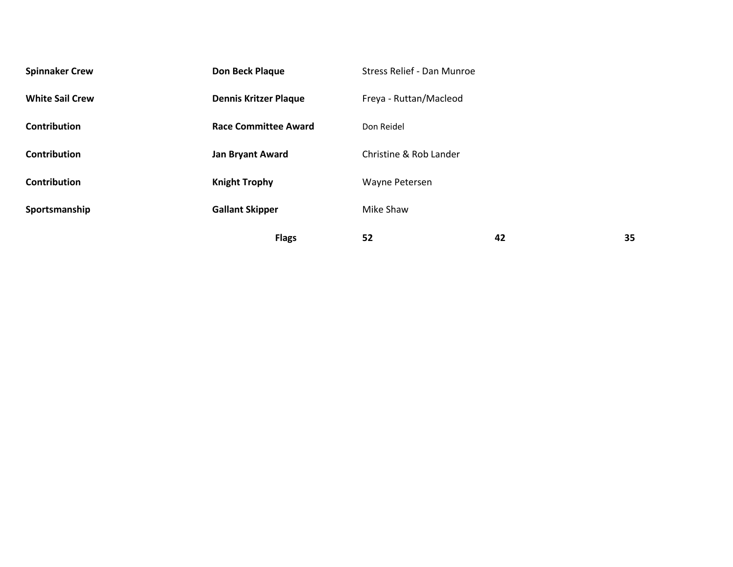| | | | | |
|---|---|---|---|---|
| **Spinnaker Crew** | **Don Beck Plaque** | Stress Relief - Dan Munroe | | |
| **White Sail Crew** | **Dennis Kritzer Plaque** | Freya - Ruttan/Macleod | | |
| **Contribution** | **Race Committee Award** | Don Reidel | | |
| **Contribution** | **Jan Bryant Award** | Christine & Rob Lander | | |
| **Contribution** | **Knight Trophy** | Wayne Petersen | | |
| **Sportsmanship** | **Gallant Skipper** | Mike Shaw | | |
| | **Flags** | **52** | **42** | **35** |